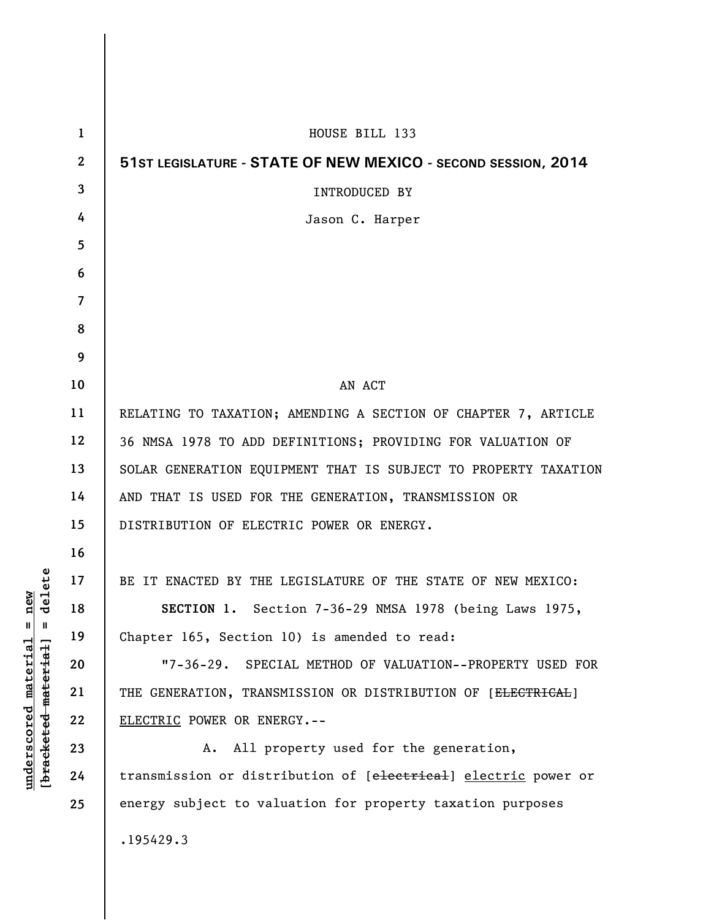HOUSE BILL 133

**51ST LEGISLATURE - STATE OF NEW MEXICO - SECOND SESSION, 2014**

INTRODUCED BY

Jason C. Harper

AN ACT

RELATING TO TAXATION; AMENDING A SECTION OF CHAPTER 7, ARTICLE 36 NMSA 1978 TO ADD DEFINITIONS; PROVIDING FOR VALUATION OF SOLAR GENERATION EQUIPMENT THAT IS SUBJECT TO PROPERTY TAXATION AND THAT IS USED FOR THE GENERATION, TRANSMISSION OR DISTRIBUTION OF ELECTRIC POWER OR ENERGY.

BE IT ENACTED BY THE LEGISLATURE OF THE STATE OF NEW MEXICO:

**SECTION 1.** Section 7-36-29 NMSA 1978 (being Laws 1975, Chapter 165, Section 10) is amended to read:

"7-36-29. SPECIAL METHOD OF VALUATION--PROPERTY USED FOR THE GENERATION, TRANSMISSION OR DISTRIBUTION OF [~~ELECTRICAL~~] <u>ELECTRIC</u> POWER OR ENERGY.--

A. All property used for the generation, transmission or distribution of [~~electrical~~] <u>electric</u> power or energy subject to valuation for property taxation purposes

.195429.3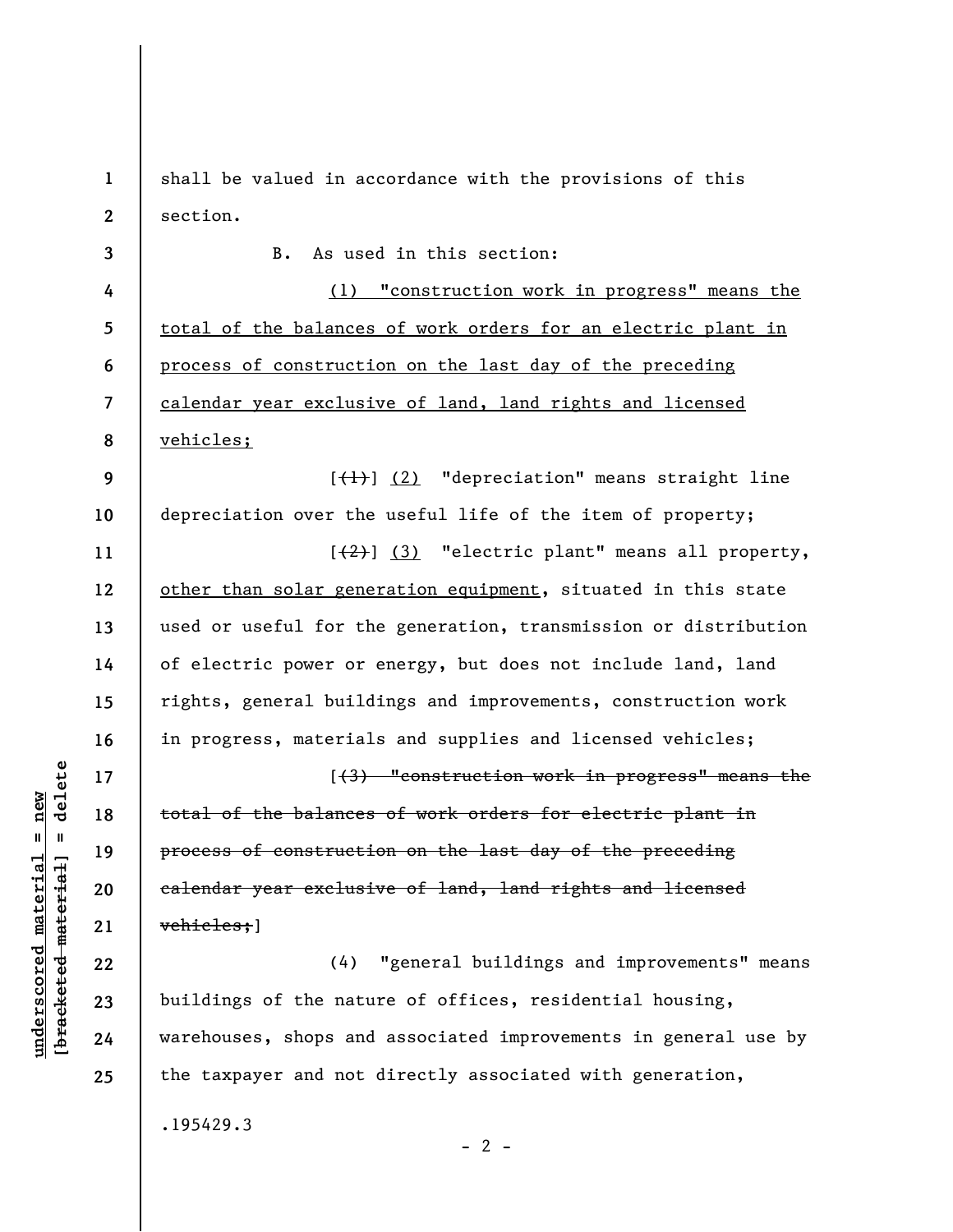shall be valued in accordance with the provisions of this section.

B. As used in this section:

<u>(1) "construction work in progress" means the total of the balances of work orders for an electric plant in process of construction on the last day of the preceding calendar year exclusive of land, land rights and licensed vehicles;</u>

[~~(1)~~] <u>(2)</u> "depreciation" means straight line depreciation over the useful life of the item of property;

[~~(2)~~] <u>(3)</u> "electric plant" means all property, <u>other than solar generation equipment</u>, situated in this state used or useful for the generation, transmission or distribution of electric power or energy, but does not include land, land rights, general buildings and improvements, construction work in progress, materials and supplies and licensed vehicles;

[~~(3) "construction work in progress" means the total of the balances of work orders for electric plant in process of construction on the last day of the preceding calendar year exclusive of land, land rights and licensed vehicles;~~]

(4) "general buildings and improvements" means buildings of the nature of offices, residential housing, warehouses, shops and associated improvements in general use by the taxpayer and not directly associated with generation,

.195429.3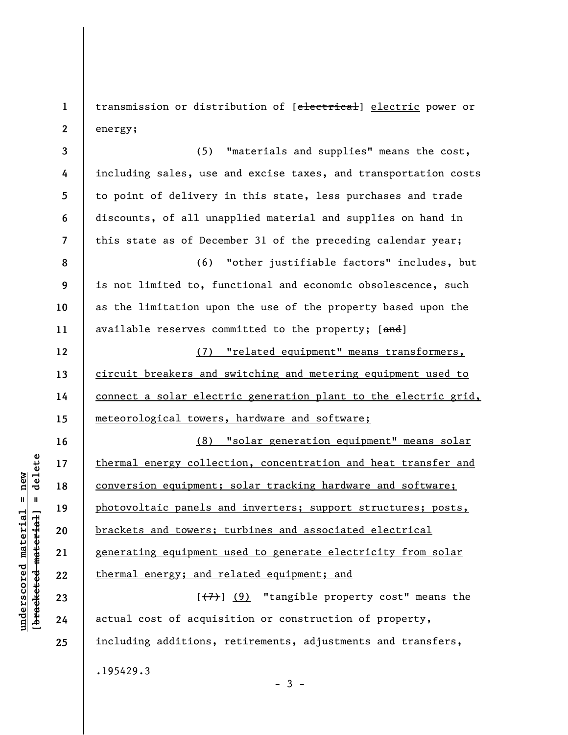transmission or distribution of [~~electrical~~] <u>electric</u> power or energy;

(5) "materials and supplies" means the cost, including sales, use and excise taxes, and transportation costs to point of delivery in this state, less purchases and trade discounts, of all unapplied material and supplies on hand in this state as of December 31 of the preceding calendar year;

(6) "other justifiable factors" includes, but is not limited to, functional and economic obsolescence, such as the limitation upon the use of the property based upon the available reserves committed to the property; [~~and~~]

<u>(7) "related equipment" means transformers, circuit breakers and switching and metering equipment used to connect a solar electric generation plant to the electric grid, meteorological towers, hardware and software;</u>

<u>(8) "solar generation equipment" means solar thermal energy collection, concentration and heat transfer and conversion equipment; solar tracking hardware and software; photovoltaic panels and inverters; support structures; posts, brackets and towers; turbines and associated electrical generating equipment used to generate electricity from solar thermal energy; and related equipment; and</u>

[~~(7)~~] <u>(9)</u> "tangible property cost" means the actual cost of acquisition or construction of property, including additions, retirements, adjustments and transfers,

.195429.3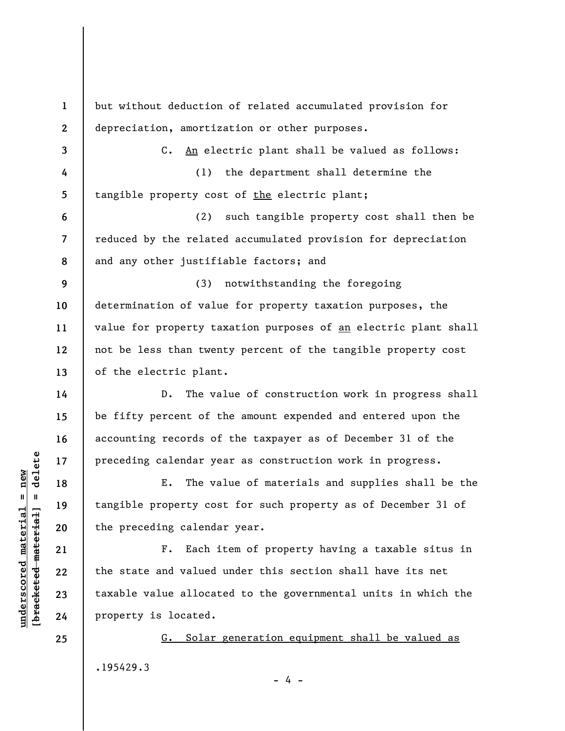but without deduction of related accumulated provision for depreciation, amortization or other purposes.

C. <u>An</u> electric plant shall be valued as follows:

(1) the department shall determine the tangible property cost of <u>the</u> electric plant;

(2) such tangible property cost shall then be reduced by the related accumulated provision for depreciation and any other justifiable factors; and

(3) notwithstanding the foregoing determination of value for property taxation purposes, the value for property taxation purposes of <u>an</u> electric plant shall not be less than twenty percent of the tangible property cost of the electric plant.

D. The value of construction work in progress shall be fifty percent of the amount expended and entered upon the accounting records of the taxpayer as of December 31 of the preceding calendar year as construction work in progress.

E. The value of materials and supplies shall be the tangible property cost for such property as of December 31 of the preceding calendar year.

F. Each item of property having a taxable situs in the state and valued under this section shall have its net taxable value allocated to the governmental units in which the property is located.

<u>G. Solar generation equipment shall be valued as</u>

.195429.3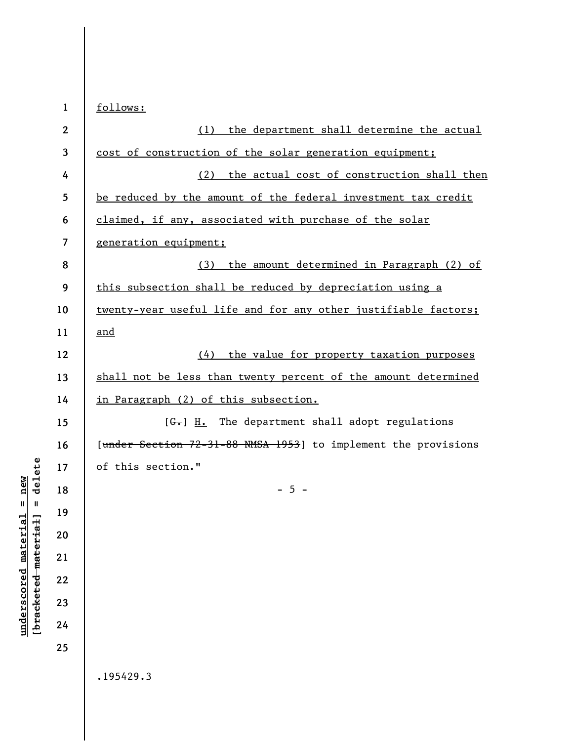follows:

(1) the department shall determine the actual cost of construction of the solar generation equipment;

(2) the actual cost of construction shall then be reduced by the amount of the federal investment tax credit claimed, if any, associated with purchase of the solar generation equipment;

(3) the amount determined in Paragraph (2) of this subsection shall be reduced by depreciation using a twenty-year useful life and for any other justifiable factors; and

(4) the value for property taxation purposes shall not be less than twenty percent of the amount determined in Paragraph (2) of this subsection.

[~~G.~~] H. The department shall adopt regulations [~~under Section 72-31-88 NMSA 1953~~] to implement the provisions of this section."

.195429.3